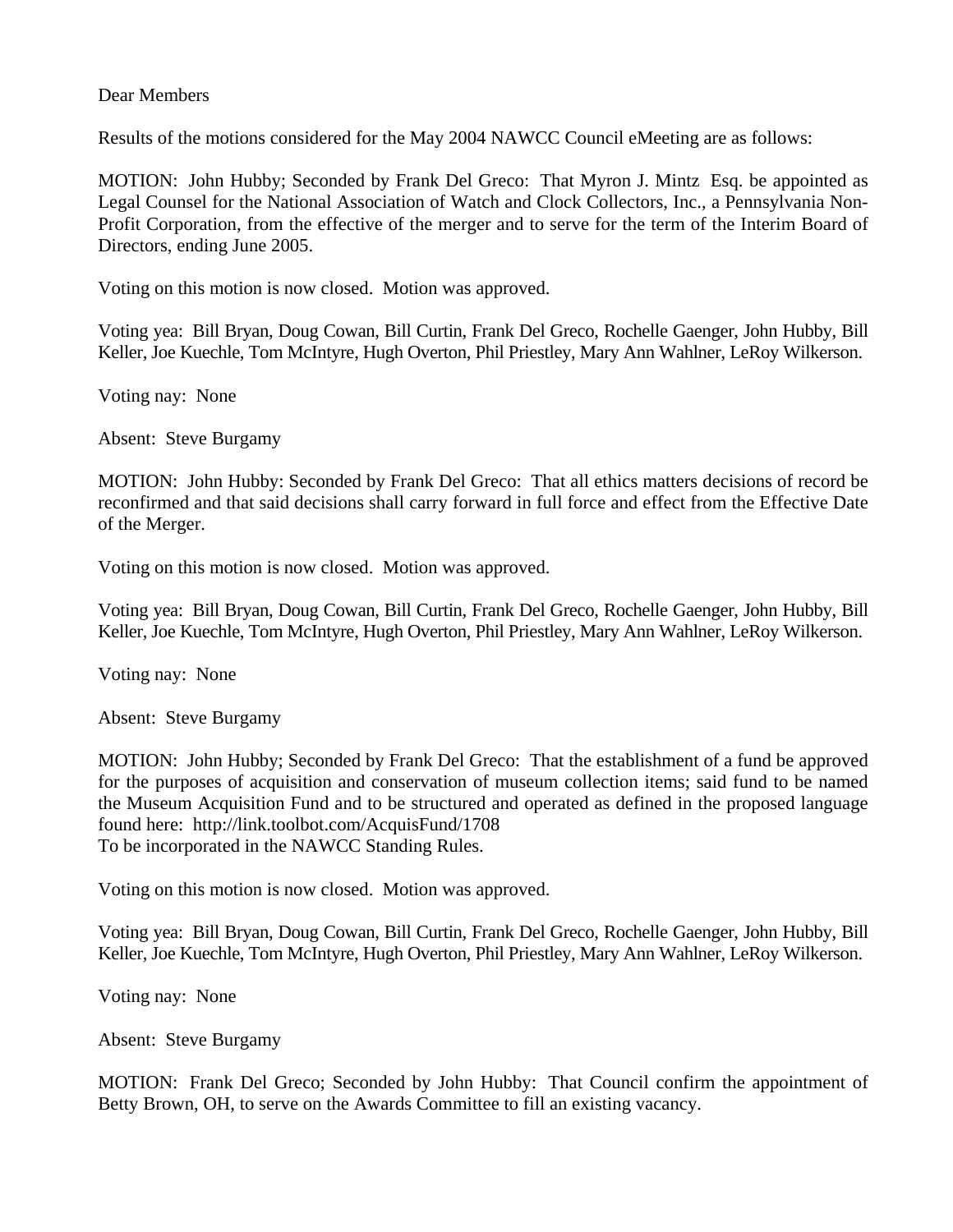Dear Members

Results of the motions considered for the May 2004 NAWCC Council eMeeting are as follows:

MOTION: John Hubby; Seconded by Frank Del Greco: That Myron J. Mintz Esq. be appointed as Legal Counsel for the National Association of Watch and Clock Collectors, Inc., a Pennsylvania Non-Profit Corporation, from the effective of the merger and to serve for the term of the Interim Board of Directors, ending June 2005.

Voting on this motion is now closed. Motion was approved.

Voting yea: Bill Bryan, Doug Cowan, Bill Curtin, Frank Del Greco, Rochelle Gaenger, John Hubby, Bill Keller, Joe Kuechle, Tom McIntyre, Hugh Overton, Phil Priestley, Mary Ann Wahlner, LeRoy Wilkerson.

Voting nay: None

Absent: Steve Burgamy

MOTION: John Hubby: Seconded by Frank Del Greco: That all ethics matters decisions of record be reconfirmed and that said decisions shall carry forward in full force and effect from the Effective Date of the Merger.

Voting on this motion is now closed. Motion was approved.

Voting yea: Bill Bryan, Doug Cowan, Bill Curtin, Frank Del Greco, Rochelle Gaenger, John Hubby, Bill Keller, Joe Kuechle, Tom McIntyre, Hugh Overton, Phil Priestley, Mary Ann Wahlner, LeRoy Wilkerson.

Voting nay: None

Absent: Steve Burgamy

MOTION: John Hubby; Seconded by Frank Del Greco: That the establishment of a fund be approved for the purposes of acquisition and conservation of museum collection items; said fund to be named the Museum Acquisition Fund and to be structured and operated as defined in the proposed language found here: http://link.toolbot.com/AcquisFund/1708
To be incorporated in the NAWCC Standing Rules.

Voting on this motion is now closed. Motion was approved.

Voting yea: Bill Bryan, Doug Cowan, Bill Curtin, Frank Del Greco, Rochelle Gaenger, John Hubby, Bill Keller, Joe Kuechle, Tom McIntyre, Hugh Overton, Phil Priestley, Mary Ann Wahlner, LeRoy Wilkerson.

Voting nay: None

Absent: Steve Burgamy

MOTION: Frank Del Greco; Seconded by John Hubby: That Council confirm the appointment of Betty Brown, OH, to serve on the Awards Committee to fill an existing vacancy.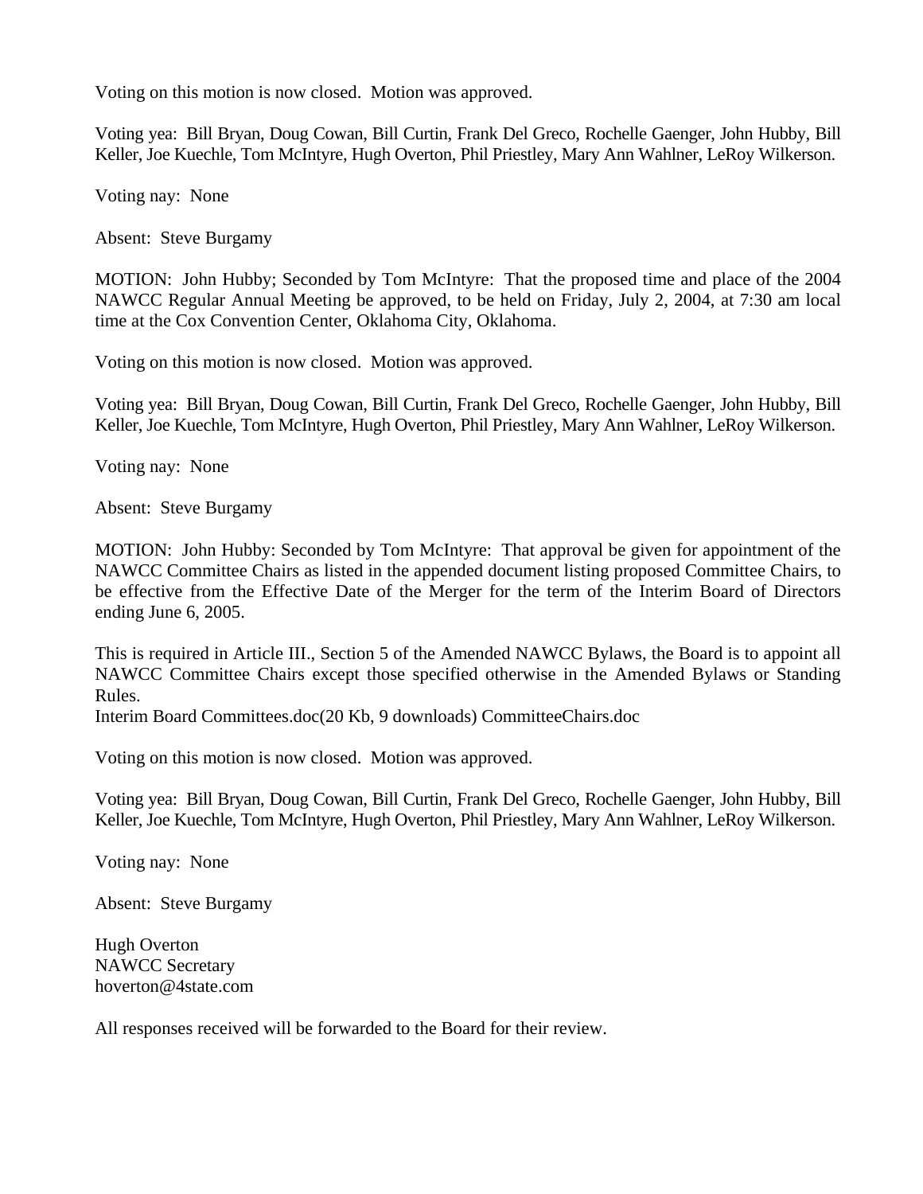Voting on this motion is now closed.  Motion was approved.

Voting yea:  Bill Bryan, Doug Cowan, Bill Curtin, Frank Del Greco, Rochelle Gaenger, John Hubby, Bill Keller, Joe Kuechle, Tom McIntyre, Hugh Overton, Phil Priestley, Mary Ann Wahlner, LeRoy Wilkerson.

Voting nay:  None

Absent:  Steve Burgamy

MOTION:  John Hubby; Seconded by Tom McIntyre:  That the proposed time and place of the 2004 NAWCC Regular Annual Meeting be approved, to be held on Friday, July 2, 2004, at 7:30 am local time at the Cox Convention Center, Oklahoma City, Oklahoma.

Voting on this motion is now closed.  Motion was approved.

Voting yea:  Bill Bryan, Doug Cowan, Bill Curtin, Frank Del Greco, Rochelle Gaenger, John Hubby, Bill Keller, Joe Kuechle, Tom McIntyre, Hugh Overton, Phil Priestley, Mary Ann Wahlner, LeRoy Wilkerson.

Voting nay:  None

Absent:  Steve Burgamy

MOTION:  John Hubby: Seconded by Tom McIntyre:  That approval be given for appointment of the NAWCC Committee Chairs as listed in the appended document listing proposed Committee Chairs, to be effective from the Effective Date of the Merger for the term of the Interim Board of Directors ending June 6, 2005.

This is required in Article III., Section 5 of the Amended NAWCC Bylaws, the Board is to appoint all NAWCC Committee Chairs except those specified otherwise in the Amended Bylaws or Standing Rules.
Interim Board Committees.doc(20 Kb, 9 downloads) CommitteeChairs.doc

Voting on this motion is now closed.  Motion was approved.

Voting yea:  Bill Bryan, Doug Cowan, Bill Curtin, Frank Del Greco, Rochelle Gaenger, John Hubby, Bill Keller, Joe Kuechle, Tom McIntyre, Hugh Overton, Phil Priestley, Mary Ann Wahlner, LeRoy Wilkerson.

Voting nay:  None

Absent:  Steve Burgamy

Hugh Overton
NAWCC Secretary
hoverton@4state.com

All responses received will be forwarded to the Board for their review.